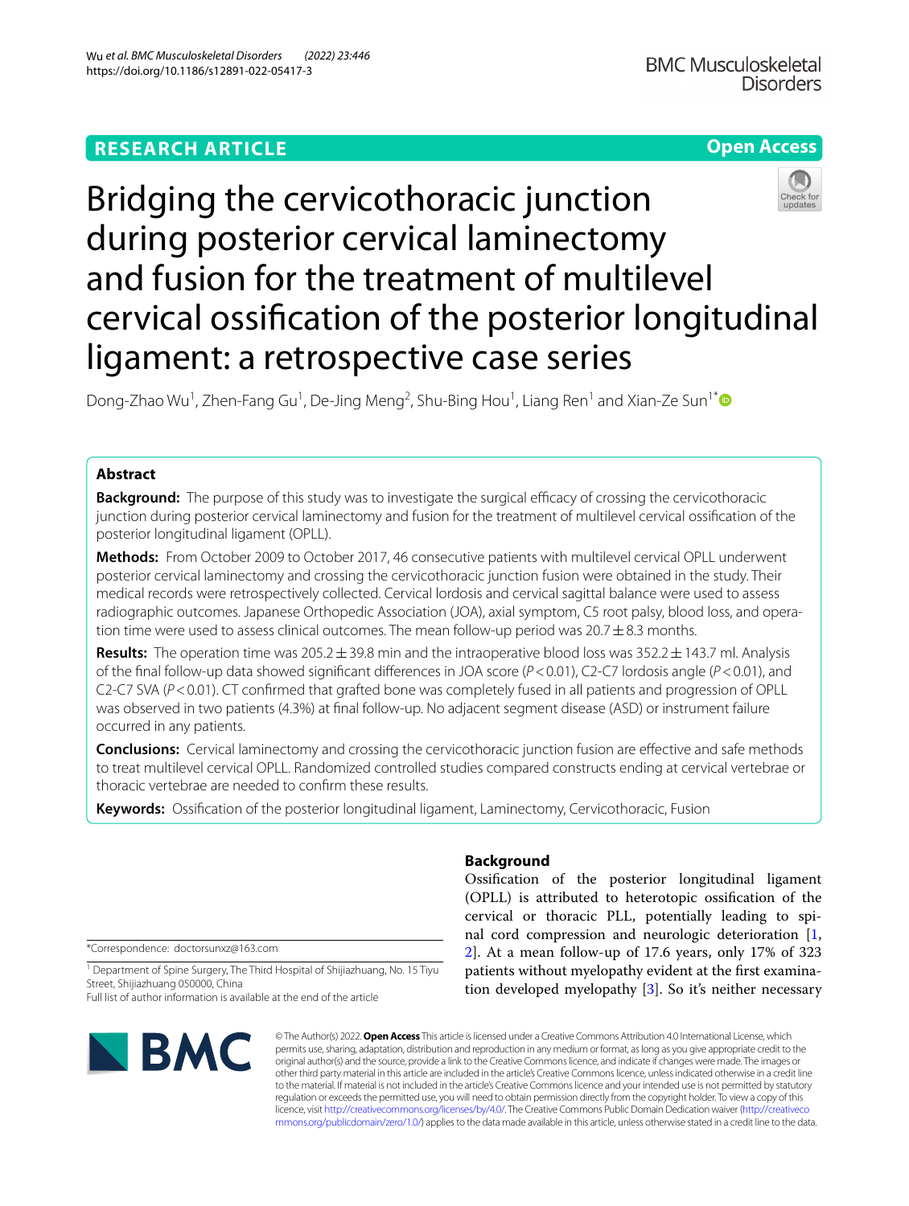RESEARCH ARTICLE

Open Access

# Bridging the cervicothoracic junction during posterior cervical laminectomy and fusion for the treatment of multilevel cervical ossification of the posterior longitudinal ligament: a retrospective case series

Dong-Zhao Wu[1], Zhen-Fang Gu[1], De-Jing Meng[2], Shu-Bing Hou[1], Liang Ren[1] and Xian-Ze Sun[1*]

## Abstract

**Background:** The purpose of this study was to investigate the surgical efficacy of crossing the cervicothoracic junction during posterior cervical laminectomy and fusion for the treatment of multilevel cervical ossification of the posterior longitudinal ligament (OPLL).

**Methods:** From October 2009 to October 2017, 46 consecutive patients with multilevel cervical OPLL underwent posterior cervical laminectomy and crossing the cervicothoracic junction fusion were obtained in the study. Their medical records were retrospectively collected. Cervical lordosis and cervical sagittal balance were used to assess radiographic outcomes. Japanese Orthopedic Association (JOA), axial symptom, C5 root palsy, blood loss, and operation time were used to assess clinical outcomes. The mean follow-up period was 20.7 ± 8.3 months.

**Results:** The operation time was 205.2 ± 39.8 min and the intraoperative blood loss was 352.2 ± 143.7 ml. Analysis of the final follow-up data showed significant differences in JOA score ($P < 0.01$), C2-C7 lordosis angle ($P < 0.01$), and C2-C7 SVA ($P < 0.01$). CT confirmed that grafted bone was completely fused in all patients and progression of OPLL was observed in two patients (4.3%) at final follow-up. No adjacent segment disease (ASD) or instrument failure occurred in any patients.

**Conclusions:** Cervical laminectomy and crossing the cervicothoracic junction fusion are effective and safe methods to treat multilevel cervical OPLL. Randomized controlled studies compared constructs ending at cervical vertebrae or thoracic vertebrae are needed to confirm these results.

**Keywords:** Ossification of the posterior longitudinal ligament, Laminectomy, Cervicothoracic, Fusion

## Background

Ossification of the posterior longitudinal ligament (OPLL) is attributed to heterotopic ossification of the cervical or thoracic PLL, potentially leading to spinal cord compression and neurologic deterioration [1, 2]. At a mean follow-up of 17.6 years, only 17% of 323 patients without myelopathy evident at the first examination developed myelopathy [3]. So it's neither necessary

*Correspondence: doctorsunxz@163.com

[1] Department of Spine Surgery, The Third Hospital of Shijiazhuang, No. 15 Tiyu Street, Shijiazhuang 050000, China

Full list of author information is available at the end of the article

© The Author(s) 2022. **Open Access** This article is licensed under a Creative Commons Attribution 4.0 International License, which permits use, sharing, adaptation, distribution and reproduction in any medium or format, as long as you give appropriate credit to the original author(s) and the source, provide a link to the Creative Commons licence, and indicate if changes were made. The images or other third party material in this article are included in the article's Creative Commons licence, unless indicated otherwise in a credit line to the material. If material is not included in the article's Creative Commons licence and your intended use is not permitted by statutory regulation or exceeds the permitted use, you will need to obtain permission directly from the copyright holder. To view a copy of this licence, visit http://creativecommons.org/licenses/by/4.0/. The Creative Commons Public Domain Dedication waiver (http://creativecommons.org/publicdomain/zero/1.0/) applies to the data made available in this article, unless otherwise stated in a credit line to the data.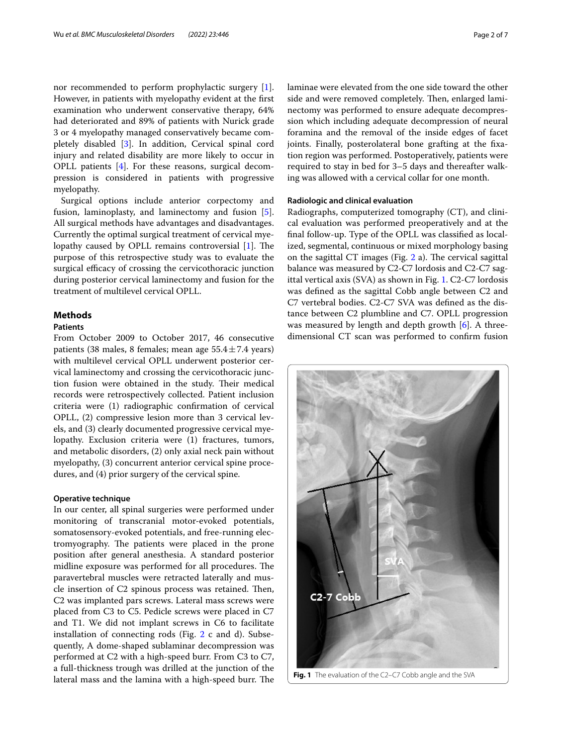nor recommended to perform prophylactic surgery [1]. However, in patients with myelopathy evident at the first examination who underwent conservative therapy, 64% had deteriorated and 89% of patients with Nurick grade 3 or 4 myelopathy managed conservatively became completely disabled [3]. In addition, Cervical spinal cord injury and related disability are more likely to occur in OPLL patients [4]. For these reasons, surgical decompression is considered in patients with progressive myelopathy.

Surgical options include anterior corpectomy and fusion, laminoplasty, and laminectomy and fusion [5]. All surgical methods have advantages and disadvantages. Currently the optimal surgical treatment of cervical myelopathy caused by OPLL remains controversial [1]. The purpose of this retrospective study was to evaluate the surgical efficacy of crossing the cervicothoracic junction during posterior cervical laminectomy and fusion for the treatment of multilevel cervical OPLL.

## Methods

### Patients

From October 2009 to October 2017, 46 consecutive patients (38 males, 8 females; mean age $55.4 \pm 7.4$ years) with multilevel cervical OPLL underwent posterior cervical laminectomy and crossing the cervicothoracic junction fusion were obtained in the study. Their medical records were retrospectively collected. Patient inclusion criteria were (1) radiographic confirmation of cervical OPLL, (2) compressive lesion more than 3 cervical levels, and (3) clearly documented progressive cervical myelopathy. Exclusion criteria were (1) fractures, tumors, and metabolic disorders, (2) only axial neck pain without myelopathy, (3) concurrent anterior cervical spine procedures, and (4) prior surgery of the cervical spine.

### Operative technique

In our center, all spinal surgeries were performed under monitoring of transcranial motor-evoked potentials, somatosensory-evoked potentials, and free-running electromyography. The patients were placed in the prone position after general anesthesia. A standard posterior midline exposure was performed for all procedures. The paravertebral muscles were retracted laterally and muscle insertion of C2 spinous process was retained. Then, C2 was implanted pars screws. Lateral mass screws were placed from C3 to C5. Pedicle screws were placed in C7 and T1. We did not implant screws in C6 to facilitate installation of connecting rods (Fig. 2 c and d). Subsequently, A dome-shaped sublaminar decompression was performed at C2 with a high-speed burr. From C3 to C7, a full-thickness trough was drilled at the junction of the lateral mass and the lamina with a high-speed burr. The laminae were elevated from the one side toward the other side and were removed completely. Then, enlarged laminectomy was performed to ensure adequate decompression which including adequate decompression of neural foramina and the removal of the inside edges of facet joints. Finally, posterolateral bone grafting at the fixation region was performed. Postoperatively, patients were required to stay in bed for 3–5 days and thereafter walking was allowed with a cervical collar for one month.

### Radiologic and clinical evaluation

Radiographs, computerized tomography (CT), and clinical evaluation was performed preoperatively and at the final follow-up. Type of the OPLL was classified as localized, segmental, continuous or mixed morphology basing on the sagittal CT images (Fig. 2 a). The cervical sagittal balance was measured by C2-C7 lordosis and C2-C7 sagittal vertical axis (SVA) as shown in Fig. 1. C2-C7 lordosis was defined as the sagittal Cobb angle between C2 and C7 vertebral bodies. C2-C7 SVA was defined as the distance between C2 plumbline and C7. OPLL progression was measured by length and depth growth [6]. A three-dimensional CT scan was performed to confirm fusion

**Fig. 1** The evaluation of the C2–C7 Cobb angle and the SVA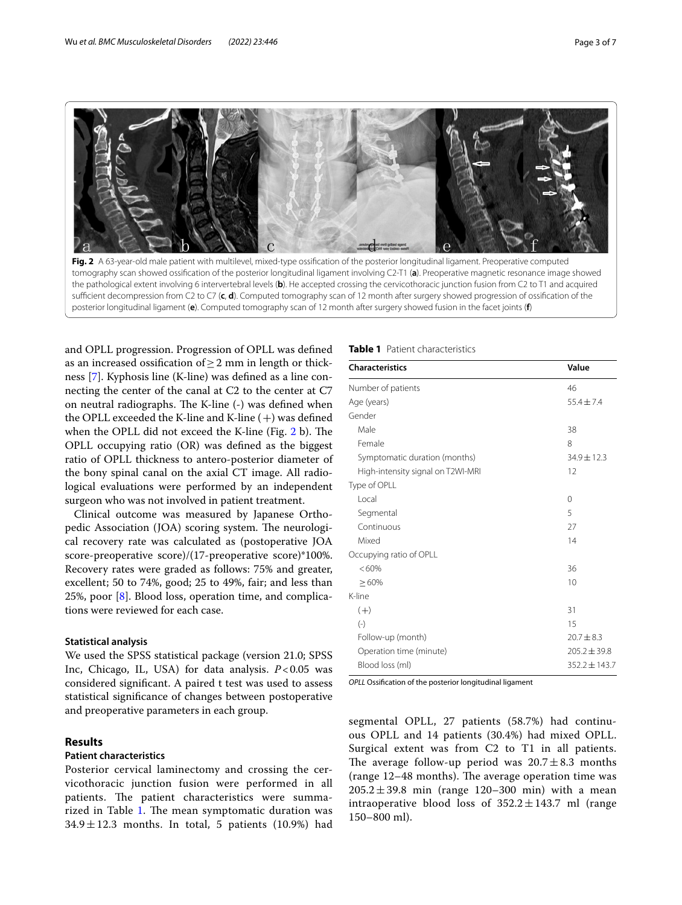Fig. 2 A 63-year-old male patient with multilevel, mixed-type ossification of the posterior longitudinal ligament. Preoperative computed tomography scan showed ossification of the posterior longitudinal ligament involving C2-T1 (**a**). Preoperative magnetic resonance image showed the pathological extent involving 6 intervertebral levels (**b**). He accepted crossing the cervicothoracic junction fusion from C2 to T1 and acquired sufficient decompression from C2 to C7 (**c**, **d**). Computed tomography scan of 12 month after surgery showed progression of ossification of the posterior longitudinal ligament (**e**). Computed tomography scan of 12 month after surgery showed fusion in the facet joints (**f**)

and OPLL progression. Progression of OPLL was defined as an increased ossification of ≥ 2 mm in length or thickness [7]. Kyphosis line (K-line) was defined as a line connecting the center of the canal at C2 to the center at C7 on neutral radiographs. The K-line (-) was defined when the OPLL exceeded the K-line and K-line (+) was defined when the OPLL did not exceed the K-line (Fig. 2 b). The OPLL occupying ratio (OR) was defined as the biggest ratio of OPLL thickness to antero-posterior diameter of the bony spinal canal on the axial CT image. All radiological evaluations were performed by an independent surgeon who was not involved in patient treatment.

Clinical outcome was measured by Japanese Orthopedic Association (JOA) scoring system. The neurological recovery rate was calculated as (postoperative JOA score-preoperative score)/(17-preoperative score)*100%. Recovery rates were graded as follows: 75% and greater, excellent; 50 to 74%, good; 25 to 49%, fair; and less than 25%, poor [8]. Blood loss, operation time, and complications were reviewed for each case.

### Statistical analysis

We used the SPSS statistical package (version 21.0; SPSS Inc, Chicago, IL, USA) for data analysis. $P < 0.05$ was considered significant. A paired t test was used to assess statistical significance of changes between postoperative and preoperative parameters in each group.

## Results

### Patient characteristics

Posterior cervical laminectomy and crossing the cervicothoracic junction fusion were performed in all patients. The patient characteristics were summarized in Table 1. The mean symptomatic duration was 34.9 ± 12.3 months. In total, 5 patients (10.9%) had segmental OPLL, 27 patients (58.7%) had continuous OPLL and 14 patients (30.4%) had mixed OPLL. Surgical extent was from C2 to T1 in all patients. The average follow-up period was 20.7 ± 8.3 months (range 12–48 months). The average operation time was 205.2 ± 39.8 min (range 120–300 min) with a mean intraoperative blood loss of 352.2 ± 143.7 ml (range 150–800 ml).

**Table 1** Patient characteristics

| Characteristics | Value |
|---|---|
| Number of patients | 46 |
| Age (years) | 55.4 ± 7.4 |
| Gender | |
| Male | 38 |
| Female | 8 |
| Symptomatic duration (months) | 34.9 ± 12.3 |
| High-intensity signal on T2WI-MRI | 12 |
| Type of OPLL | |
| Local | 0 |
| Segmental | 5 |
| Continuous | 27 |
| Mixed | 14 |
| Occupying ratio of OPLL | |
| < 60% | 36 |
| ≥ 60% | 10 |
| K-line | |
| (+) | 31 |
| (-) | 15 |
| Follow-up (month) | 20.7 ± 8.3 |
| Operation time (minute) | 205.2 ± 39.8 |
| Blood loss (ml) | 352.2 ± 143.7 |

*OPLL* Ossification of the posterior longitudinal ligament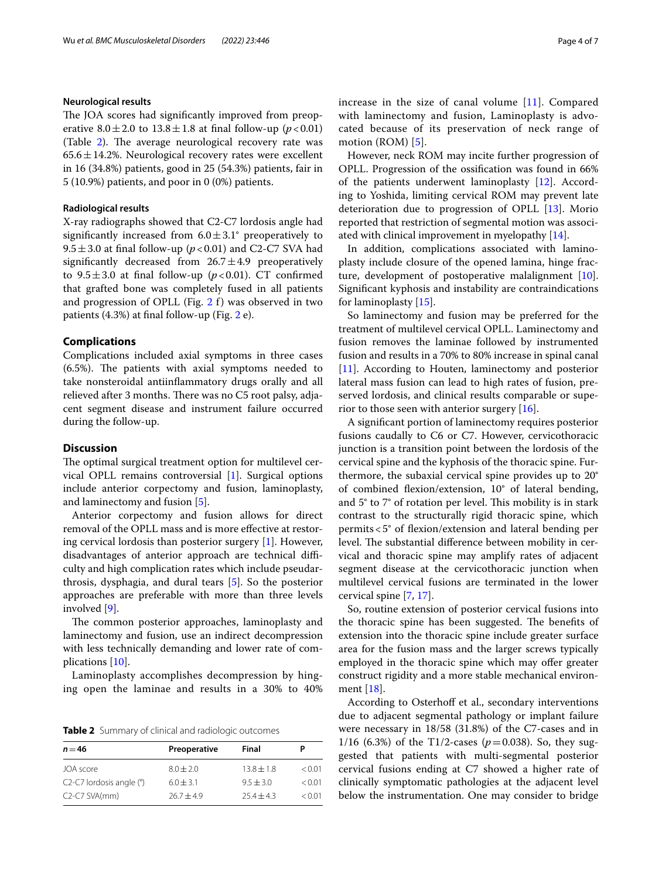### Neurological results

The JOA scores had significantly improved from preoperative 8.0 ± 2.0 to 13.8 ± 1.8 at final follow-up ($p < 0.01$) (Table 2). The average neurological recovery rate was 65.6 ± 14.2%. Neurological recovery rates were excellent in 16 (34.8%) patients, good in 25 (54.3%) patients, fair in 5 (10.9%) patients, and poor in 0 (0%) patients.

### Radiological results

X-ray radiographs showed that C2-C7 lordosis angle had significantly increased from 6.0 ± 3.1° preoperatively to 9.5 ± 3.0 at final follow-up ($p < 0.01$) and C2-C7 SVA had significantly decreased from 26.7 ± 4.9 preoperatively to 9.5 ± 3.0 at final follow-up ($p < 0.01$). CT confirmed that grafted bone was completely fused in all patients and progression of OPLL (Fig. 2 f) was observed in two patients (4.3%) at final follow-up (Fig. 2 e).

## Complications

Complications included axial symptoms in three cases (6.5%). The patients with axial symptoms needed to take nonsteroidal antiinflammatory drugs orally and all relieved after 3 months. There was no C5 root palsy, adjacent segment disease and instrument failure occurred during the follow-up.

## Discussion

The optimal surgical treatment option for multilevel cervical OPLL remains controversial [1]. Surgical options include anterior corpectomy and fusion, laminoplasty, and laminectomy and fusion [5].

Anterior corpectomy and fusion allows for direct removal of the OPLL mass and is more effective at restoring cervical lordosis than posterior surgery [1]. However, disadvantages of anterior approach are technical difficulty and high complication rates which include pseudarthrosis, dysphagia, and dural tears [5]. So the posterior approaches are preferable with more than three levels involved [9].

The common posterior approaches, laminoplasty and laminectomy and fusion, use an indirect decompression with less technically demanding and lower rate of complications [10].

Laminoplasty accomplishes decompression by hinging open the laminae and results in a 30% to 40% increase in the size of canal volume [11]. Compared with laminectomy and fusion, Laminoplasty is advocated because of its preservation of neck range of motion (ROM) [5].

However, neck ROM may incite further progression of OPLL. Progression of the ossification was found in 66% of the patients underwent laminoplasty [12]. According to Yoshida, limiting cervical ROM may prevent late deterioration due to progression of OPLL [13]. Morio reported that restriction of segmental motion was associated with clinical improvement in myelopathy [14].

In addition, complications associated with laminoplasty include closure of the opened lamina, hinge fracture, development of postoperative malalignment [10]. Significant kyphosis and instability are contraindications for laminoplasty [15].

So laminectomy and fusion may be preferred for the treatment of multilevel cervical OPLL. Laminectomy and fusion removes the laminae followed by instrumented fusion and results in a 70% to 80% increase in spinal canal [11]. According to Houten, laminectomy and posterior lateral mass fusion can lead to high rates of fusion, preserved lordosis, and clinical results comparable or superior to those seen with anterior surgery [16].

A significant portion of laminectomy requires posterior fusions caudally to C6 or C7. However, cervicothoracic junction is a transition point between the lordosis of the cervical spine and the kyphosis of the thoracic spine. Furthermore, the subaxial cervical spine provides up to 20° of combined flexion/extension, 10° of lateral bending, and 5° to 7° of rotation per level. This mobility is in stark contrast to the structurally rigid thoracic spine, which permits < 5° of flexion/extension and lateral bending per level. The substantial difference between mobility in cervical and thoracic spine may amplify rates of adjacent segment disease at the cervicothoracic junction when multilevel cervical fusions are terminated in the lower cervical spine [7, 17].

So, routine extension of posterior cervical fusions into the thoracic spine has been suggested. The benefits of extension into the thoracic spine include greater surface area for the fusion mass and the larger screws typically employed in the thoracic spine which may offer greater construct rigidity and a more stable mechanical environment [18].

According to Osterhoff et al., secondary interventions due to adjacent segmental pathology or implant failure were necessary in 18/58 (31.8%) of the C7-cases and in 1/16 (6.3%) of the T1/2-cases ($p = 0.038$). So, they suggested that patients with multi-segmental posterior cervical fusions ending at C7 showed a higher rate of clinically symptomatic pathologies at the adjacent level below the instrumentation. One may consider to bridge

**Table 2** Summary of clinical and radiologic outcomes

| *n* = 46 | Preoperative | Final | P |
|---|---|---|---|
| JOA score | 8.0 ± 2.0 | 13.8 ± 1.8 | < 0.01 |
| C2-C7 lordosis angle (°) | 6.0 ± 3.1 | 9.5 ± 3.0 | < 0.01 |
| C2-C7 SVA(mm) | 26.7 ± 4.9 | 25.4 ± 4.3 | < 0.01 |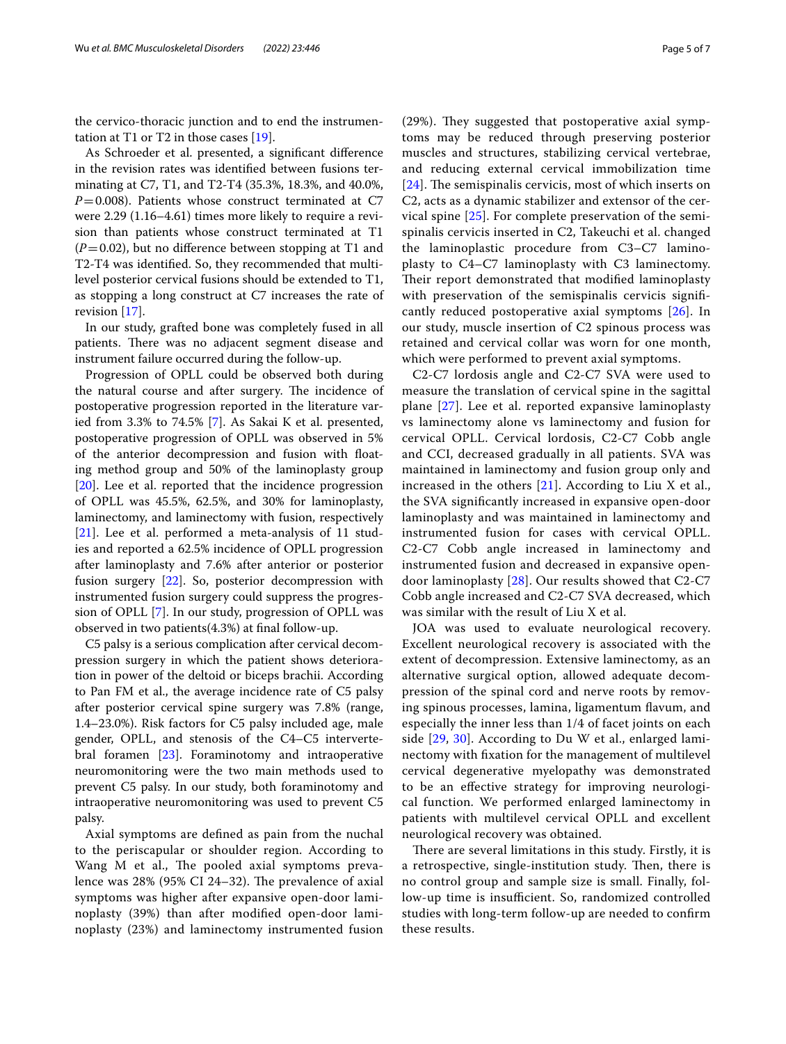the cervico-thoracic junction and to end the instrumentation at T1 or T2 in those cases [19].

As Schroeder et al. presented, a significant difference in the revision rates was identified between fusions terminating at C7, T1, and T2-T4 (35.3%, 18.3%, and 40.0%, $P=0.008$). Patients whose construct terminated at C7 were 2.29 (1.16–4.61) times more likely to require a revision than patients whose construct terminated at T1 ($P=0.02$), but no difference between stopping at T1 and T2-T4 was identified. So, they recommended that multilevel posterior cervical fusions should be extended to T1, as stopping a long construct at C7 increases the rate of revision [17].

In our study, grafted bone was completely fused in all patients. There was no adjacent segment disease and instrument failure occurred during the follow-up.

Progression of OPLL could be observed both during the natural course and after surgery. The incidence of postoperative progression reported in the literature varied from 3.3% to 74.5% [7]. As Sakai K et al. presented, postoperative progression of OPLL was observed in 5% of the anterior decompression and fusion with floating method group and 50% of the laminoplasty group [20]. Lee et al. reported that the incidence progression of OPLL was 45.5%, 62.5%, and 30% for laminoplasty, laminectomy, and laminectomy with fusion, respectively [21]. Lee et al. performed a meta-analysis of 11 studies and reported a 62.5% incidence of OPLL progression after laminoplasty and 7.6% after anterior or posterior fusion surgery [22]. So, posterior decompression with instrumented fusion surgery could suppress the progression of OPLL [7]. In our study, progression of OPLL was observed in two patients(4.3%) at final follow-up.

C5 palsy is a serious complication after cervical decompression surgery in which the patient shows deterioration in power of the deltoid or biceps brachii. According to Pan FM et al., the average incidence rate of C5 palsy after posterior cervical spine surgery was 7.8% (range, 1.4–23.0%). Risk factors for C5 palsy included age, male gender, OPLL, and stenosis of the C4–C5 intervertebral foramen [23]. Foraminotomy and intraoperative neuromonitoring were the two main methods used to prevent C5 palsy. In our study, both foraminotomy and intraoperative neuromonitoring was used to prevent C5 palsy.

Axial symptoms are defined as pain from the nuchal to the periscapular or shoulder region. According to Wang M et al., The pooled axial symptoms prevalence was 28% (95% CI 24–32). The prevalence of axial symptoms was higher after expansive open-door laminoplasty (39%) than after modified open-door laminoplasty (23%) and laminectomy instrumented fusion (29%). They suggested that postoperative axial symptoms may be reduced through preserving posterior muscles and structures, stabilizing cervical vertebrae, and reducing external cervical immobilization time [24]. The semispinalis cervicis, most of which inserts on C2, acts as a dynamic stabilizer and extensor of the cervical spine [25]. For complete preservation of the semispinalis cervicis inserted in C2, Takeuchi et al. changed the laminoplastic procedure from C3–C7 laminoplasty to C4–C7 laminoplasty with C3 laminectomy. Their report demonstrated that modified laminoplasty with preservation of the semispinalis cervicis significantly reduced postoperative axial symptoms [26]. In our study, muscle insertion of C2 spinous process was retained and cervical collar was worn for one month, which were performed to prevent axial symptoms.

C2-C7 lordosis angle and C2-C7 SVA were used to measure the translation of cervical spine in the sagittal plane [27]. Lee et al. reported expansive laminoplasty vs laminectomy alone vs laminectomy and fusion for cervical OPLL. Cervical lordosis, C2-C7 Cobb angle and CCI, decreased gradually in all patients. SVA was maintained in laminectomy and fusion group only and increased in the others [21]. According to Liu X et al., the SVA significantly increased in expansive open-door laminoplasty and was maintained in laminectomy and instrumented fusion for cases with cervical OPLL. C2-C7 Cobb angle increased in laminectomy and instrumented fusion and decreased in expansive open-door laminoplasty [28]. Our results showed that C2-C7 Cobb angle increased and C2-C7 SVA decreased, which was similar with the result of Liu X et al.

JOA was used to evaluate neurological recovery. Excellent neurological recovery is associated with the extent of decompression. Extensive laminectomy, as an alternative surgical option, allowed adequate decompression of the spinal cord and nerve roots by removing spinous processes, lamina, ligamentum flavum, and especially the inner less than 1/4 of facet joints on each side [29, 30]. According to Du W et al., enlarged laminectomy with fixation for the management of multilevel cervical degenerative myelopathy was demonstrated to be an effective strategy for improving neurological function. We performed enlarged laminectomy in patients with multilevel cervical OPLL and excellent neurological recovery was obtained.

There are several limitations in this study. Firstly, it is a retrospective, single-institution study. Then, there is no control group and sample size is small. Finally, follow-up time is insufficient. So, randomized controlled studies with long-term follow-up are needed to confirm these results.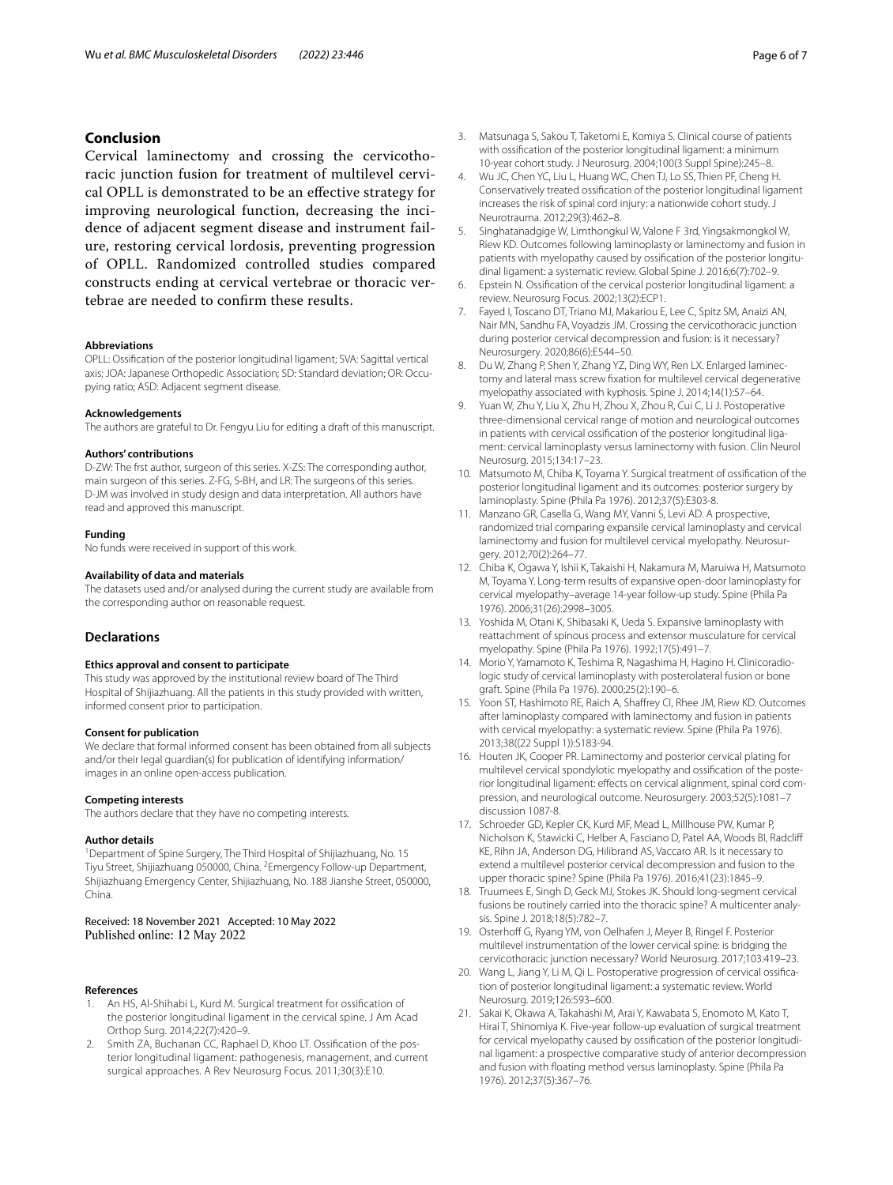## Conclusion

Cervical laminectomy and crossing the cervicothoracic junction fusion for treatment of multilevel cervical OPLL is demonstrated to be an effective strategy for improving neurological function, decreasing the incidence of adjacent segment disease and instrument failure, restoring cervical lordosis, preventing progression of OPLL. Randomized controlled studies compared constructs ending at cervical vertebrae or thoracic vertebrae are needed to confirm these results.

#### Abbreviations

OPLL: Ossification of the posterior longitudinal ligament; SVA: Sagittal vertical axis; JOA: Japanese Orthopedic Association; SD: Standard deviation; OR: Occupying ratio; ASD: Adjacent segment disease.

#### Acknowledgements

The authors are grateful to Dr. Fengyu Liu for editing a draft of this manuscript.

#### Authors' contributions

D-ZW: The frst author, surgeon of this series. X-ZS: The corresponding author, main surgeon of this series. Z-FG, S-BH, and LR: The surgeons of this series. D-JM was involved in study design and data interpretation. All authors have read and approved this manuscript.

#### Funding

No funds were received in support of this work.

#### Availability of data and materials

The datasets used and/or analysed during the current study are available from the corresponding author on reasonable request.

## Declarations

#### Ethics approval and consent to participate

This study was approved by the institutional review board of The Third Hospital of Shijiazhuang. All the patients in this study provided with written, informed consent prior to participation.

#### Consent for publication

We declare that formal informed consent has been obtained from all subjects and/or their legal guardian(s) for publication of identifying information/images in an online open-access publication.

#### Competing interests

The authors declare that they have no competing interests.

#### Author details

[1]Department of Spine Surgery, The Third Hospital of Shijiazhuang, No. 15 Tiyu Street, Shijiazhuang 050000, China. [2]Emergency Follow-up Department, Shijiazhuang Emergency Center, Shijiazhuang, No. 188 Jianshe Street, 050000, China.

Received: 18 November 2021 Accepted: 10 May 2022
Published online: 12 May 2022

#### References

1. An HS, Al-Shihabi L, Kurd M. Surgical treatment for ossification of the posterior longitudinal ligament in the cervical spine. J Am Acad Orthop Surg. 2014;22(7):420–9.
2. Smith ZA, Buchanan CC, Raphael D, Khoo LT. Ossification of the posterior longitudinal ligament: pathogenesis, management, and current surgical approaches. A Rev Neurosurg Focus. 2011;30(3):E10.
3. Matsunaga S, Sakou T, Taketomi E, Komiya S. Clinical course of patients with ossification of the posterior longitudinal ligament: a minimum 10-year cohort study. J Neurosurg. 2004;100(3 Suppl Spine):245–8.
4. Wu JC, Chen YC, Liu L, Huang WC, Chen TJ, Lo SS, Thien PF, Cheng H. Conservatively treated ossification of the posterior longitudinal ligament increases the risk of spinal cord injury: a nationwide cohort study. J Neurotrauma. 2012;29(3):462–8.
5. Singhatanadgige W, Limthongkul W, Valone F 3rd, Yingsakmongkol W, Riew KD. Outcomes following laminoplasty or laminectomy and fusion in patients with myelopathy caused by ossification of the posterior longitudinal ligament: a systematic review. Global Spine J. 2016;6(7):702–9.
6. Epstein N. Ossification of the cervical posterior longitudinal ligament: a review. Neurosurg Focus. 2002;13(2):ECP1.
7. Fayed I, Toscano DT, Triano MJ, Makariou E, Lee C, Spitz SM, Anaizi AN, Nair MN, Sandhu FA, Voyadzis JM. Crossing the cervicothoracic junction during posterior cervical decompression and fusion: is it necessary? Neurosurgery. 2020;86(6):E544–50.
8. Du W, Zhang P, Shen Y, Zhang YZ, Ding WY, Ren LX. Enlarged laminectomy and lateral mass screw fixation for multilevel cervical degenerative myelopathy associated with kyphosis. Spine J. 2014;14(1):57–64.
9. Yuan W, Zhu Y, Liu X, Zhu H, Zhou X, Zhou R, Cui C, Li J. Postoperative three-dimensional cervical range of motion and neurological outcomes in patients with cervical ossification of the posterior longitudinal ligament: cervical laminoplasty versus laminectomy with fusion. Clin Neurol Neurosurg. 2015;134:17–23.
10. Matsumoto M, Chiba K, Toyama Y. Surgical treatment of ossification of the posterior longitudinal ligament and its outcomes: posterior surgery by laminoplasty. Spine (Phila Pa 1976). 2012;37(5):E303-8.
11. Manzano GR, Casella G, Wang MY, Vanni S, Levi AD. A prospective, randomized trial comparing expansile cervical laminoplasty and cervical laminectomy and fusion for multilevel cervical myelopathy. Neurosurgery. 2012;70(2):264–77.
12. Chiba K, Ogawa Y, Ishii K, Takaishi H, Nakamura M, Maruiwa H, Matsumoto M, Toyama Y. Long-term results of expansive open-door laminoplasty for cervical myelopathy–average 14-year follow-up study. Spine (Phila Pa 1976). 2006;31(26):2998–3005.
13. Yoshida M, Otani K, Shibasaki K, Ueda S. Expansive laminoplasty with reattachment of spinous process and extensor musculature for cervical myelopathy. Spine (Phila Pa 1976). 1992;17(5):491–7.
14. Morio Y, Yamamoto K, Teshima R, Nagashima H, Hagino H. Clinicoradiologic study of cervical laminoplasty with posterolateral fusion or bone graft. Spine (Phila Pa 1976). 2000;25(2):190–6.
15. Yoon ST, Hashimoto RE, Raich A, Shaffrey CI, Rhee JM, Riew KD. Outcomes after laminoplasty compared with laminectomy and fusion in patients with cervical myelopathy: a systematic review. Spine (Phila Pa 1976). 2013;38((22 Suppl 1)):S183-94.
16. Houten JK, Cooper PR. Laminectomy and posterior cervical plating for multilevel cervical spondylotic myelopathy and ossification of the posterior longitudinal ligament: effects on cervical alignment, spinal cord compression, and neurological outcome. Neurosurgery. 2003;52(5):1081–7 discussion 1087-8.
17. Schroeder GD, Kepler CK, Kurd MF, Mead L, Millhouse PW, Kumar P, Nicholson K, Stawicki C, Helber A, Fasciano D, Patel AA, Woods BI, Radcliff KE, Rihn JA, Anderson DG, Hilibrand AS, Vaccaro AR. Is it necessary to extend a multilevel posterior cervical decompression and fusion to the upper thoracic spine? Spine (Phila Pa 1976). 2016;41(23):1845–9.
18. Truumees E, Singh D, Geck MJ, Stokes JK. Should long-segment cervical fusions be routinely carried into the thoracic spine? A multicenter analysis. Spine J. 2018;18(5):782–7.
19. Osterhoff G, Ryang YM, von Oelhafen J, Meyer B, Ringel F. Posterior multilevel instrumentation of the lower cervical spine: is bridging the cervicothoracic junction necessary? World Neurosurg. 2017;103:419–23.
20. Wang L, Jiang Y, Li M, Qi L. Postoperative progression of cervical ossification of posterior longitudinal ligament: a systematic review. World Neurosurg. 2019;126:593–600.
21. Sakai K, Okawa A, Takahashi M, Arai Y, Kawabata S, Enomoto M, Kato T, Hirai T, Shinomiya K. Five-year follow-up evaluation of surgical treatment for cervical myelopathy caused by ossification of the posterior longitudinal ligament: a prospective comparative study of anterior decompression and fusion with floating method versus laminoplasty. Spine (Phila Pa 1976). 2012;37(5):367–76.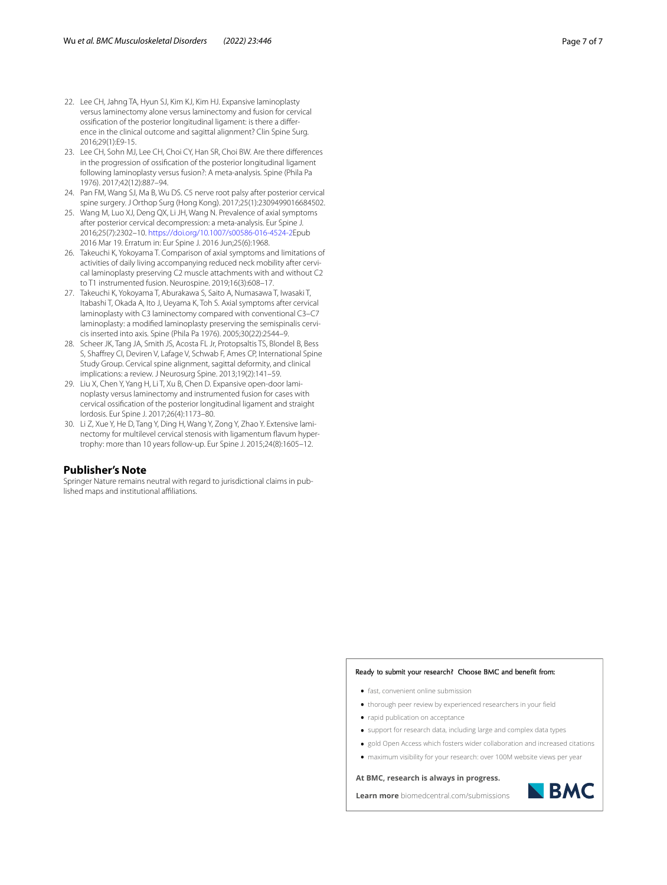22. Lee CH, Jahng TA, Hyun SJ, Kim KJ, Kim HJ. Expansive laminoplasty versus laminectomy alone versus laminectomy and fusion for cervical ossification of the posterior longitudinal ligament: is there a difference in the clinical outcome and sagittal alignment? Clin Spine Surg. 2016;29(1):E9-15.
23. Lee CH, Sohn MJ, Lee CH, Choi CY, Han SR, Choi BW. Are there differences in the progression of ossification of the posterior longitudinal ligament following laminoplasty versus fusion?: A meta-analysis. Spine (Phila Pa 1976). 2017;42(12):887–94.
24. Pan FM, Wang SJ, Ma B, Wu DS. C5 nerve root palsy after posterior cervical spine surgery. J Orthop Surg (Hong Kong). 2017;25(1):2309499016684502.
25. Wang M, Luo XJ, Deng QX, Li JH, Wang N. Prevalence of axial symptoms after posterior cervical decompression: a meta-analysis. Eur Spine J. 2016;25(7):2302–10. https://doi.org/10.1007/s00586-016-4524-2Epub 2016 Mar 19. Erratum in: Eur Spine J. 2016 Jun;25(6):1968.
26. Takeuchi K, Yokoyama T. Comparison of axial symptoms and limitations of activities of daily living accompanying reduced neck mobility after cervical laminoplasty preserving C2 muscle attachments with and without C2 to T1 instrumented fusion. Neurospine. 2019;16(3):608–17.
27. Takeuchi K, Yokoyama T, Aburakawa S, Saito A, Numasawa T, Iwasaki T, Itabashi T, Okada A, Ito J, Ueyama K, Toh S. Axial symptoms after cervical laminoplasty with C3 laminectomy compared with conventional C3–C7 laminoplasty: a modified laminoplasty preserving the semispinalis cervicis inserted into axis. Spine (Phila Pa 1976). 2005;30(22):2544–9.
28. Scheer JK, Tang JA, Smith JS, Acosta FL Jr, Protopsaltis TS, Blondel B, Bess S, Shaffrey CI, Deviren V, Lafage V, Schwab F, Ames CP, International Spine Study Group. Cervical spine alignment, sagittal deformity, and clinical implications: a review. J Neurosurg Spine. 2013;19(2):141–59.
29. Liu X, Chen Y, Yang H, Li T, Xu B, Chen D. Expansive open-door laminoplasty versus laminectomy and instrumented fusion for cases with cervical ossification of the posterior longitudinal ligament and straight lordosis. Eur Spine J. 2017;26(4):1173–80.
30. Li Z, Xue Y, He D, Tang Y, Ding H, Wang Y, Zong Y, Zhao Y. Extensive laminectomy for multilevel cervical stenosis with ligamentum flavum hypertrophy: more than 10 years follow-up. Eur Spine J. 2015;24(8):1605–12.

## Publisher's Note

Springer Nature remains neutral with regard to jurisdictional claims in published maps and institutional affiliations.

Ready to submit your research? Choose BMC and benefit from:

- fast, convenient online submission
- thorough peer review by experienced researchers in your field
- rapid publication on acceptance
- support for research data, including large and complex data types
- gold Open Access which fosters wider collaboration and increased citations
- maximum visibility for your research: over 100M website views per year

**At BMC, research is always in progress.**

**Learn more** biomedcentral.com/submissions

BMC